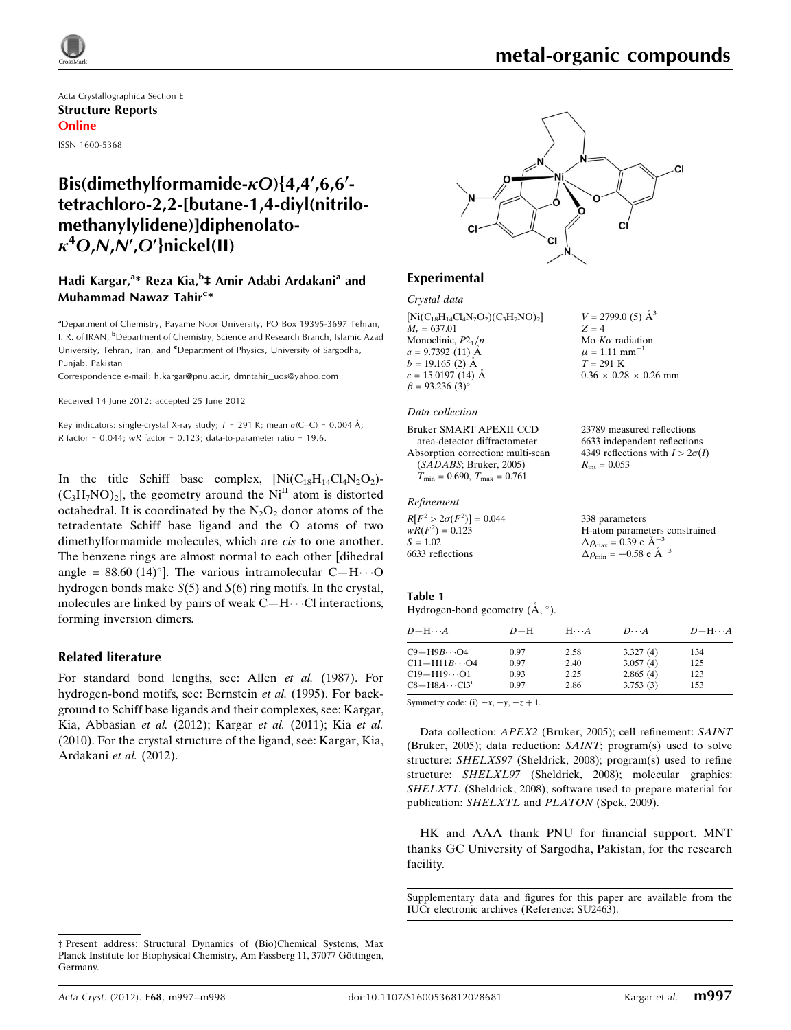Acta Crystallographica Section E

**Structure Reports Online**

ISSN 1600-5368

# Bis(dimethylformamide-$\kappa O$){4,4′,6,6′-tetrachloro-2,2-[butane-1,4-diyl(nitrilomethanylylidene)]diphenolato-$\kappa^4 O,N,N',O'$}nickel(II)

**Hadi Kargar,[a]* Reza Kia,[b]‡ Amir Adabi Ardakani[a] and Muhammad Nawaz Tahir[c]***

[a]Department of Chemistry, Payame Noor University, PO Box 19395-3697 Tehran, I. R. of IRAN, [b]Department of Chemistry, Science and Research Branch, Islamic Azad University, Tehran, Iran, and [c]Department of Physics, University of Sargodha, Punjab, Pakistan

Correspondence e-mail: h.kargar@pnu.ac.ir, dmntahir_uos@yahoo.com

Received 14 June 2012; accepted 25 June 2012

Key indicators: single-crystal X-ray study; $T = 291$ K; mean $\sigma$(C–C) = 0.004 Å; $R$ factor = 0.044; $wR$ factor = 0.123; data-to-parameter ratio = 19.6.

In the title Schiff base complex, $[Ni(C_{18}H_{14}Cl_4N_2O_2)(C_3H_7NO)_2]$, the geometry around the $Ni^{II}$ atom is distorted octahedral. It is coordinated by the $N_2O_2$ donor atoms of the tetradentate Schiff base ligand and the O atoms of two dimethylformamide molecules, which are *cis* to one another. The benzene rings are almost normal to each other [dihedral angle = 88.60 (14)°]. The various intramolecular C—H⋯O hydrogen bonds make *S*(5) and *S*(6) ring motifs. In the crystal, molecules are linked by pairs of weak C—H⋯Cl interactions, forming inversion dimers.

## Related literature

For standard bond lengths, see: Allen *et al.* (1987). For hydrogen-bond motifs, see: Bernstein *et al.* (1995). For background to Schiff base ligands and their complexes, see: Kargar, Kia, Abbasian *et al.* (2012); Kargar *et al.* (2011); Kia *et al.* (2010). For the crystal structure of the ligand, see: Kargar, Kia, Ardakani *et al.* (2012).

## Experimental

### Crystal data

$[Ni(C_{18}H_{14}Cl_4N_2O_2)(C_3H_7NO)_2]$
$M_r = 637.01$
Monoclinic, $P2_1/n$
$a = 9.7392$ (11) Å
$b = 19.165$ (2) Å
$c = 15.0197$ (14) Å
$\beta = 93.236$ (3)°
$V = 2799.0$ (5) Å$^3$
$Z = 4$
Mo $K\alpha$ radiation
$\mu = 1.11$ mm$^{-1}$
$T = 291$ K
0.36 × 0.28 × 0.26 mm

### Data collection

Bruker SMART APEXII CCD area-detector diffractometer
Absorption correction: multi-scan (*SADABS*; Bruker, 2005)
$T_{min} = 0.690$, $T_{max} = 0.761$
23789 measured reflections
6633 independent reflections
4349 reflections with $I > 2\sigma(I)$
$R_{int} = 0.053$

### Refinement

$R[F^2 > 2\sigma(F^2)] = 0.044$
$wR(F^2) = 0.123$
$S = 1.02$
6633 reflections
338 parameters
H-atom parameters constrained
$\Delta\rho_{max} = 0.39$ e Å$^{-3}$
$\Delta\rho_{min} = -0.58$ e Å$^{-3}$

**Table 1**
Hydrogen-bond geometry (Å, °).

| $D$—H⋯$A$ | $D$—H | H⋯$A$ | $D$⋯$A$ | $D$—H⋯$A$ |
|---|---|---|---|---|
| C9—H9*B*⋯O4 | 0.97 | 2.58 | 3.327 (4) | 134 |
| C11—H11*B*⋯O4 | 0.97 | 2.40 | 3.057 (4) | 125 |
| C19—H19⋯O1 | 0.93 | 2.25 | 2.865 (4) | 123 |
| C8—H8*A*⋯Cl3[i] | 0.97 | 2.86 | 3.753 (3) | 153 |

Symmetry code: (i) $-x, -y, -z + 1$.

Data collection: *APEX2* (Bruker, 2005); cell refinement: *SAINT* (Bruker, 2005); data reduction: *SAINT*; program(s) used to solve structure: *SHELXS97* (Sheldrick, 2008); program(s) used to refine structure: *SHELXL97* (Sheldrick, 2008); molecular graphics: *SHELXTL* (Sheldrick, 2008); software used to prepare material for publication: *SHELXTL* and *PLATON* (Spek, 2009).

HK and AAA thank PNU for financial support. MNT thanks GC University of Sargodha, Pakistan, for the research facility.

Supplementary data and figures for this paper are available from the IUCr electronic archives (Reference: SU2463).

‡ Present address: Structural Dynamics of (Bio)Chemical Systems, Max Planck Institute for Biophysical Chemistry, Am Fassberg 11, 37077 Göttingen, Germany.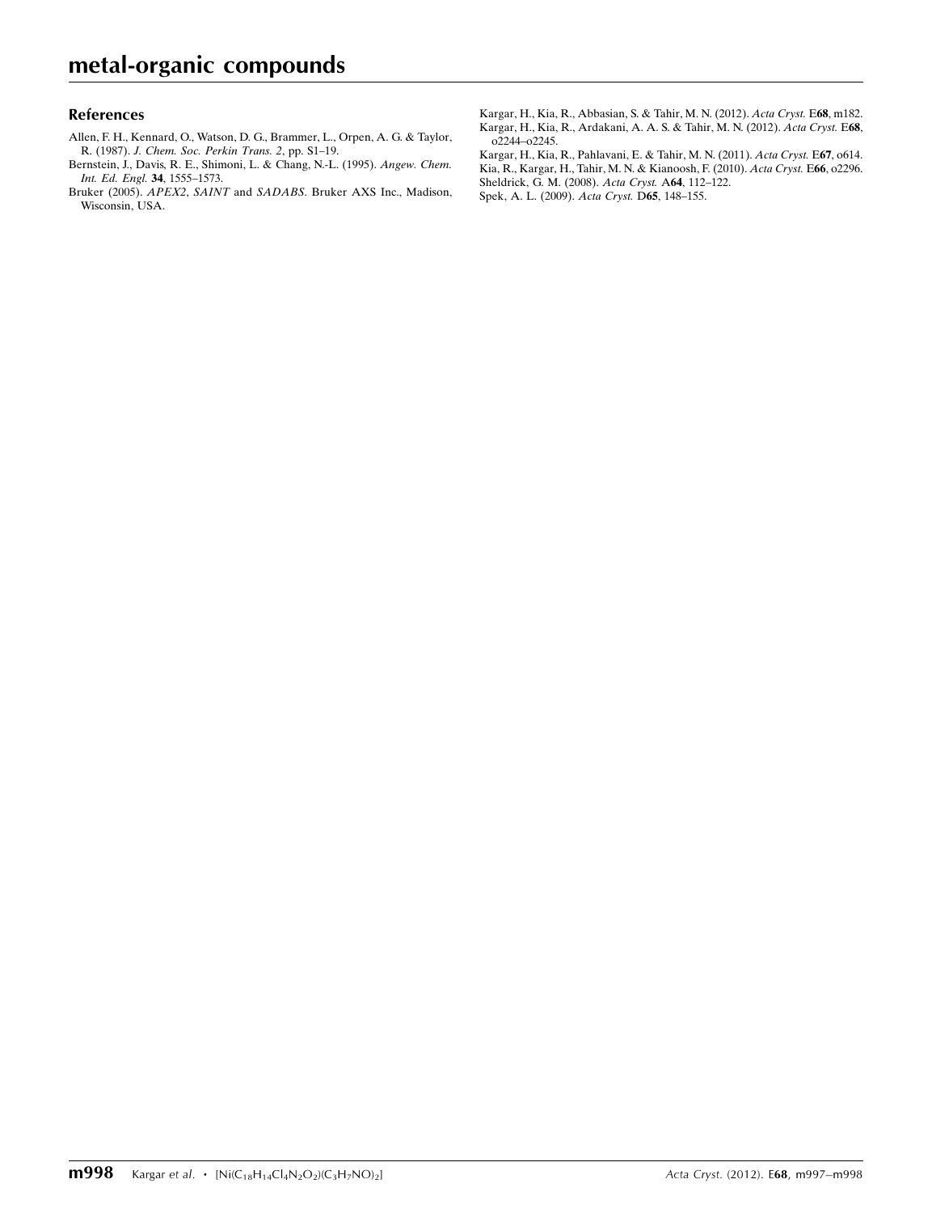## References

Allen, F. H., Kennard, O., Watson, D. G., Brammer, L., Orpen, A. G. & Taylor, R. (1987). *J. Chem. Soc. Perkin Trans. 2*, pp. S1–19.

Bernstein, J., Davis, R. E., Shimoni, L. & Chang, N.-L. (1995). *Angew. Chem. Int. Ed. Engl.* **34**, 1555–1573.

Bruker (2005). *APEX2*, *SAINT* and *SADABS*. Bruker AXS Inc., Madison, Wisconsin, USA.

Kargar, H., Kia, R., Abbasian, S. & Tahir, M. N. (2012). *Acta Cryst.* E**68**, m182.

Kargar, H., Kia, R., Ardakani, A. A. S. & Tahir, M. N. (2012). *Acta Cryst.* E**68**, o2244–o2245.

Kargar, H., Kia, R., Pahlavani, E. & Tahir, M. N. (2011). *Acta Cryst.* E**67**, o614.

Kia, R., Kargar, H., Tahir, M. N. & Kianoosh, F. (2010). *Acta Cryst.* E**66**, o2296.

Sheldrick, G. M. (2008). *Acta Cryst.* A**64**, 112–122.

Spek, A. L. (2009). *Acta Cryst.* D**65**, 148–155.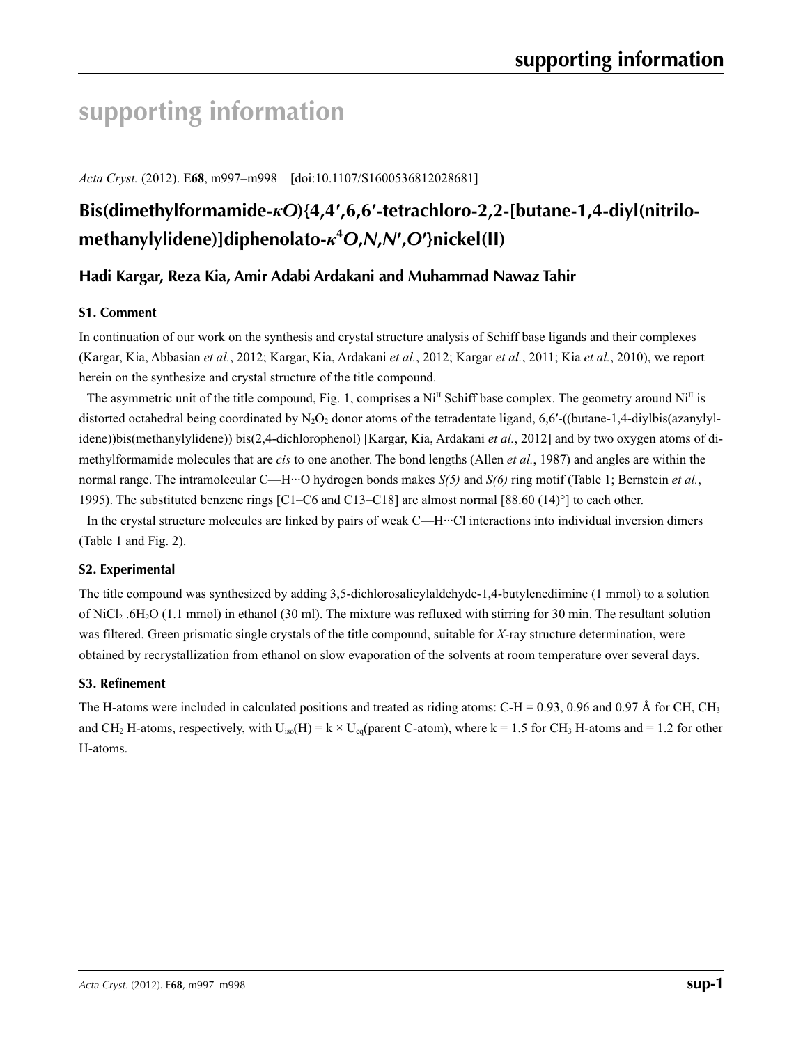# supporting information

*Acta Cryst.* (2012). E**68**, m997–m998    [doi:10.1107/S1600536812028681]

## Bis(dimethylformamide-*κO*){4,4′,6,6′-tetrachloro-2,2-[butane-1,4-diyl(nitrilomethanylylidene)]diphenolato-*κ*[4]*O*,*N*,*N*′,*O*′}nickel(II)

### Hadi Kargar, Reza Kia, Amir Adabi Ardakani and Muhammad Nawaz Tahir

### S1. Comment

In continuation of our work on the synthesis and crystal structure analysis of Schiff base ligands and their complexes (Kargar, Kia, Abbasian *et al.*, 2012; Kargar, Kia, Ardakani *et al.*, 2012; Kargar *et al.*, 2011; Kia *et al.*, 2010), we report herein on the synthesize and crystal structure of the title compound.

The asymmetric unit of the title compound, Fig. 1, comprises a $Ni^{II}$ Schiff base complex. The geometry around $Ni^{II}$ is distorted octahedral being coordinated by $N_2O_2$ donor atoms of the tetradentate ligand, 6,6′-((butane-1,4-diylbis(azanylylidene))bis(methanylylidene)) bis(2,4-dichlorophenol) [Kargar, Kia, Ardakani *et al.*, 2012] and by two oxygen atoms of dimethylformamide molecules that are *cis* to one another. The bond lengths (Allen *et al.*, 1987) and angles are within the normal range. The intramolecular C—H···O hydrogen bonds makes *S(5)* and *S(6)* ring motif (Table 1; Bernstein *et al.*, 1995). The substituted benzene rings [C1–C6 and C13–C18] are almost normal [88.60 (14)°] to each other.

In the crystal structure molecules are linked by pairs of weak C—H···Cl interactions into individual inversion dimers (Table 1 and Fig. 2).

### S2. Experimental

The title compound was synthesized by adding 3,5-dichlorosalicylaldehyde-1,4-butylenediimine (1 mmol) to a solution of $NiCl_2 \cdot 6H_2O$ (1.1 mmol) in ethanol (30 ml). The mixture was refluxed with stirring for 30 min. The resultant solution was filtered. Green prismatic single crystals of the title compound, suitable for *X*-ray structure determination, were obtained by recrystallization from ethanol on slow evaporation of the solvents at room temperature over several days.

### S3. Refinement

The H-atoms were included in calculated positions and treated as riding atoms: C-H = 0.93, 0.96 and 0.97 Å for CH, $CH_3$ and $CH_2$ H-atoms, respectively, with $U_{iso}(H) = k \times U_{eq}$(parent C-atom), where k = 1.5 for $CH_3$ H-atoms and = 1.2 for other H-atoms.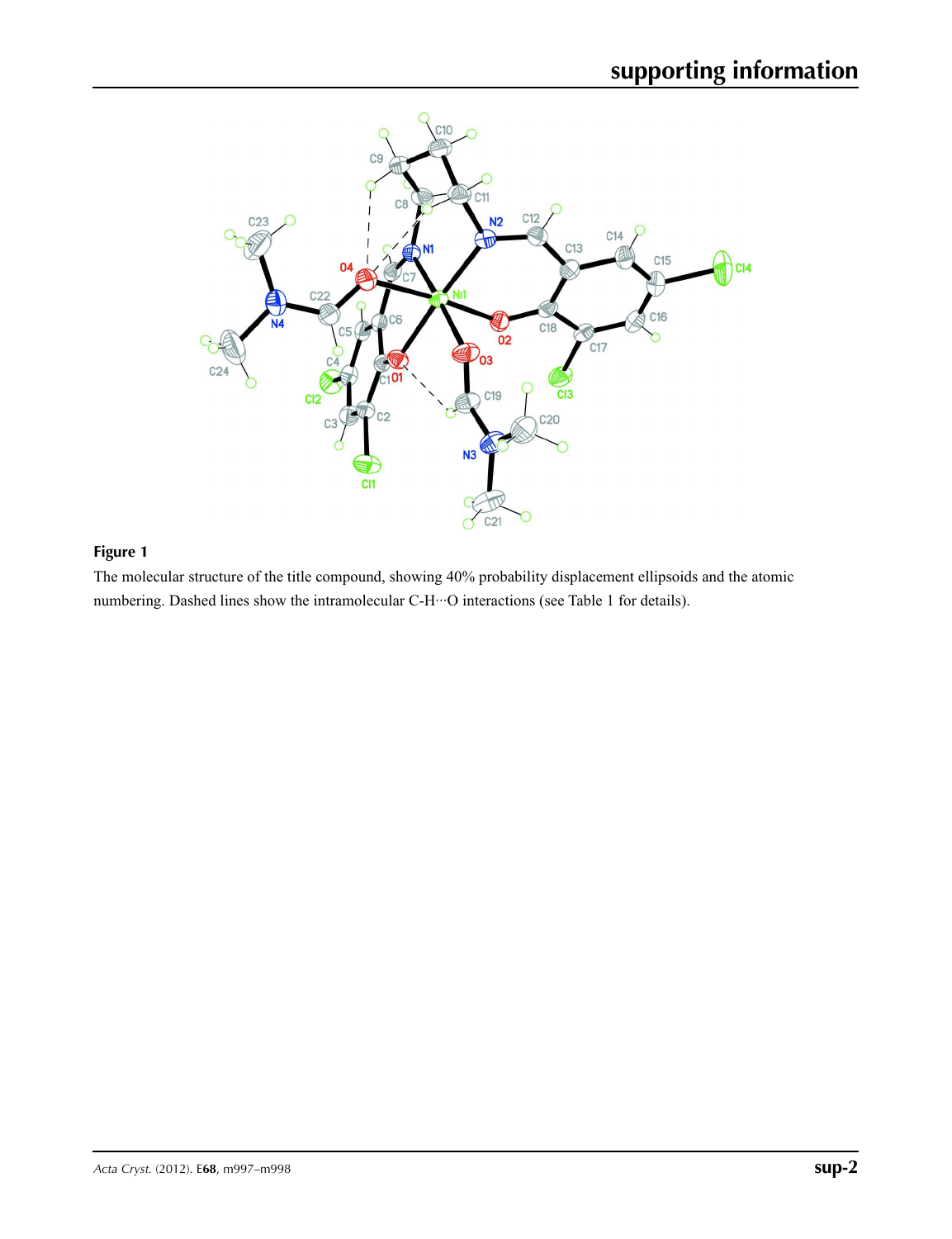**Figure 1**

The molecular structure of the title compound, showing 40% probability displacement ellipsoids and the atomic numbering. Dashed lines show the intramolecular C-H···O interactions (see Table 1 for details).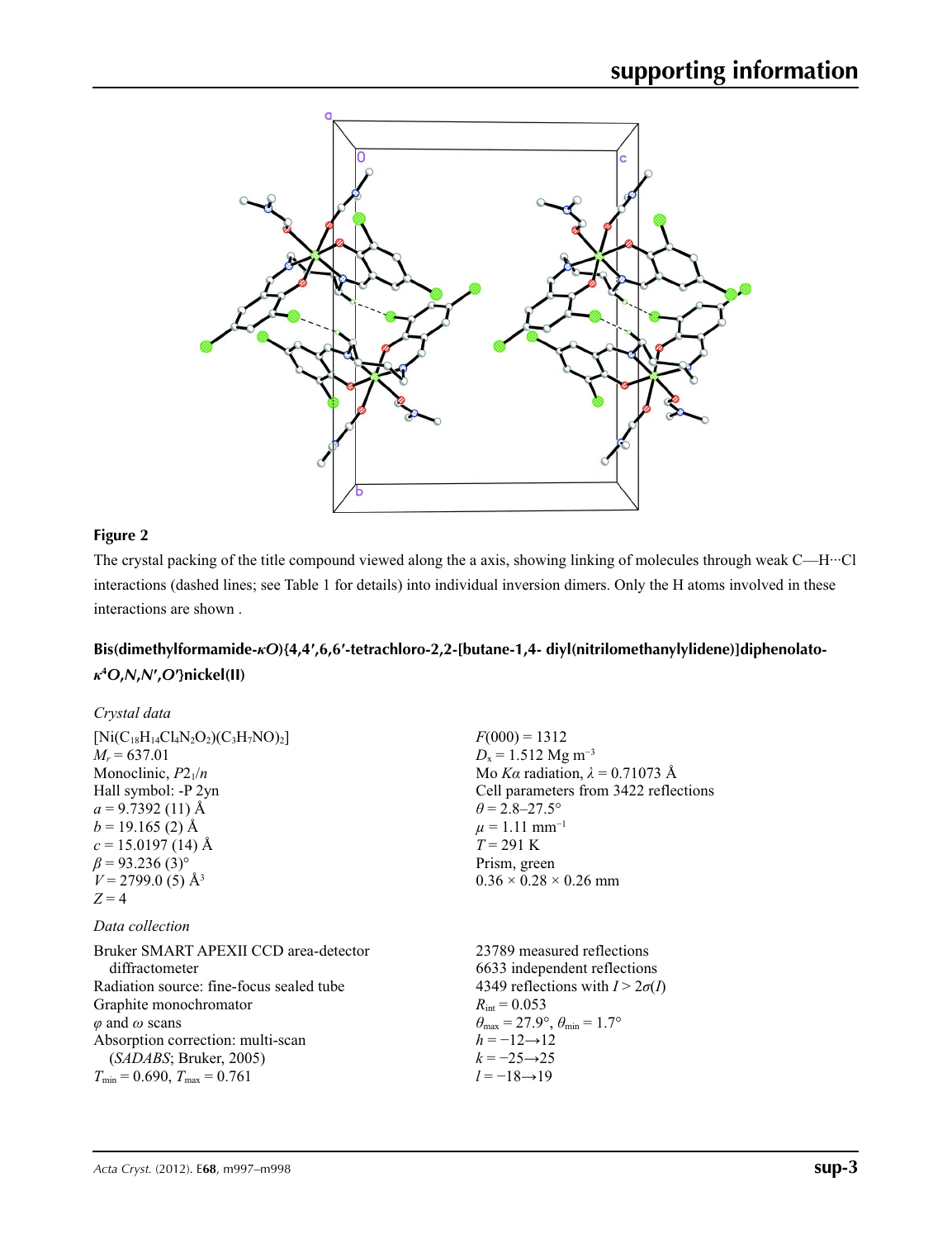**Figure 2**

The crystal packing of the title compound viewed along the a axis, showing linking of molecules through weak C—H···Cl interactions (dashed lines; see Table 1 for details) into individual inversion dimers. Only the H atoms involved in these interactions are shown .

## Bis(dimethylformamide-*κO*){4,4′,6,6′-tetrachloro-2,2-[butane-1,4- diyl(nitrilomethanylylidene)]diphenolato-*κ*[4]*O*,*N*,*N*′,*O*′}nickel(II)

### *Crystal data*

$[Ni(C_{18}H_{14}Cl_4N_2O_2)(C_3H_7NO)_2]$
$M_r = 637.01$
Monoclinic, $P2_1/n$
Hall symbol: -P 2yn
$a = 9.7392$ (11) Å
$b = 19.165$ (2) Å
$c = 15.0197$ (14) Å
$\beta = 93.236$ (3)°
$V = 2799.0$ (5) Å$^3$
$Z = 4$
$F(000) = 1312$
$D_x = 1.512$ Mg m$^{-3}$
Mo $K\alpha$ radiation, $\lambda = 0.71073$ Å
Cell parameters from 3422 reflections
$\theta = 2.8$–$27.5°$
$\mu = 1.11$ mm$^{-1}$
$T = 291$ K
Prism, green
0.36 × 0.28 × 0.26 mm

### *Data collection*

Bruker SMART APEXII CCD area-detector diffractometer
Radiation source: fine-focus sealed tube
Graphite monochromator
$\varphi$ and $\omega$ scans
Absorption correction: multi-scan (*SADABS*; Bruker, 2005)
$T_{min} = 0.690$, $T_{max} = 0.761$
23789 measured reflections
6633 independent reflections
4349 reflections with $I > 2\sigma(I)$
$R_{int} = 0.053$
$\theta_{max} = 27.9°$, $\theta_{min} = 1.7°$
$h = -12 \rightarrow 12$
$k = -25 \rightarrow 25$
$l = -18 \rightarrow 19$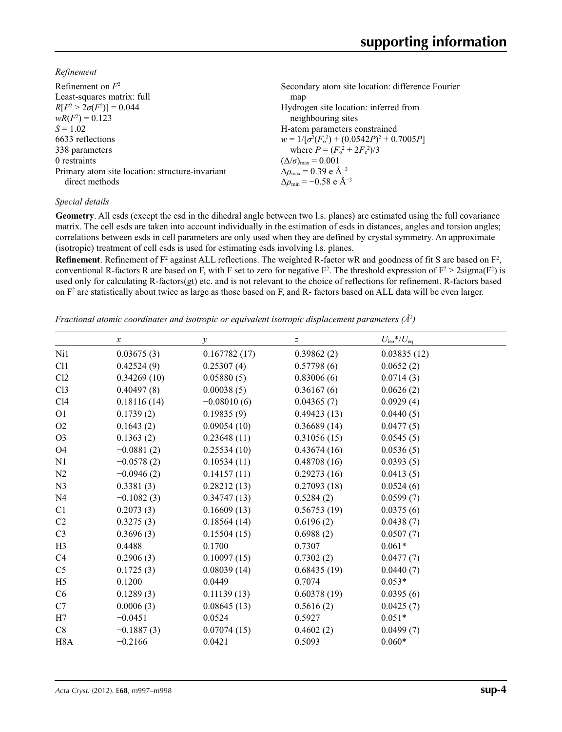*Refinement*

Refinement on $F^2$
Least-squares matrix: full
$R[F^2 > 2\sigma(F^2)] = 0.044$
$wR(F^2) = 0.123$
$S = 1.02$
6633 reflections
338 parameters
0 restraints
Primary atom site location: structure-invariant direct methods
Secondary atom site location: difference Fourier map
Hydrogen site location: inferred from neighbouring sites
H-atom parameters constrained
$w = 1/[\sigma^2(F_o^2) + (0.0542P)^2 + 0.7005P]$ where $P = (F_o^2 + 2F_c^2)/3$
$(\Delta/\sigma)_{max} = 0.001$
$\Delta\rho_{max} = 0.39$ e Å$^{-3}$
$\Delta\rho_{min} = -0.58$ e Å$^{-3}$

*Special details*

**Geometry**. All esds (except the esd in the dihedral angle between two l.s. planes) are estimated using the full covariance matrix. The cell esds are taken into account individually in the estimation of esds in distances, angles and torsion angles; correlations between esds in cell parameters are only used when they are defined by crystal symmetry. An approximate (isotropic) treatment of cell esds is used for estimating esds involving l.s. planes.

**Refinement**. Refinement of F$^2$ against ALL reflections. The weighted R-factor wR and goodness of fit S are based on F$^2$, conventional R-factors R are based on F, with F set to zero for negative F$^2$. The threshold expression of F$^2$ > 2sigma(F$^2$) is used only for calculating R-factors(gt) etc. and is not relevant to the choice of reflections for refinement. R-factors based on F$^2$ are statistically about twice as large as those based on F, and R- factors based on ALL data will be even larger.

*Fractional atomic coordinates and isotropic or equivalent isotropic displacement parameters (Å$^2$)*

| | $x$ | $y$ | $z$ | $U_{iso}$*/$U_{eq}$ |
|---|---|---|---|---|
| Ni1 | 0.03675 (3) | 0.167782 (17) | 0.39862 (2) | 0.03835 (12) |
| Cl1 | 0.42524 (9) | 0.25307 (4) | 0.57798 (6) | 0.0652 (2) |
| Cl2 | 0.34269 (10) | 0.05880 (5) | 0.83006 (6) | 0.0714 (3) |
| Cl3 | 0.40497 (8) | 0.00038 (5) | 0.36167 (6) | 0.0626 (2) |
| Cl4 | 0.18116 (14) | −0.08010 (6) | 0.04365 (7) | 0.0929 (4) |
| O1 | 0.1739 (2) | 0.19835 (9) | 0.49423 (13) | 0.0440 (5) |
| O2 | 0.1643 (2) | 0.09054 (10) | 0.36689 (14) | 0.0477 (5) |
| O3 | 0.1363 (2) | 0.23648 (11) | 0.31056 (15) | 0.0545 (5) |
| O4 | −0.0881 (2) | 0.25534 (10) | 0.43674 (16) | 0.0536 (5) |
| N1 | −0.0578 (2) | 0.10534 (11) | 0.48708 (16) | 0.0393 (5) |
| N2 | −0.0946 (2) | 0.14157 (11) | 0.29273 (16) | 0.0413 (5) |
| N3 | 0.3381 (3) | 0.28212 (13) | 0.27093 (18) | 0.0524 (6) |
| N4 | −0.1082 (3) | 0.34747 (13) | 0.5284 (2) | 0.0599 (7) |
| C1 | 0.2073 (3) | 0.16609 (13) | 0.56753 (19) | 0.0375 (6) |
| C2 | 0.3275 (3) | 0.18564 (14) | 0.6196 (2) | 0.0438 (7) |
| C3 | 0.3696 (3) | 0.15504 (15) | 0.6988 (2) | 0.0507 (7) |
| H3 | 0.4488 | 0.1700 | 0.7307 | 0.061* |
| C4 | 0.2906 (3) | 0.10097 (15) | 0.7302 (2) | 0.0477 (7) |
| C5 | 0.1725 (3) | 0.08039 (14) | 0.68435 (19) | 0.0440 (7) |
| H5 | 0.1200 | 0.0449 | 0.7074 | 0.053* |
| C6 | 0.1289 (3) | 0.11139 (13) | 0.60378 (19) | 0.0395 (6) |
| C7 | 0.0006 (3) | 0.08645 (13) | 0.5616 (2) | 0.0425 (7) |
| H7 | −0.0451 | 0.0524 | 0.5927 | 0.051* |
| C8 | −0.1887 (3) | 0.07074 (15) | 0.4602 (2) | 0.0499 (7) |
| H8A | −0.2166 | 0.0421 | 0.5093 | 0.060* |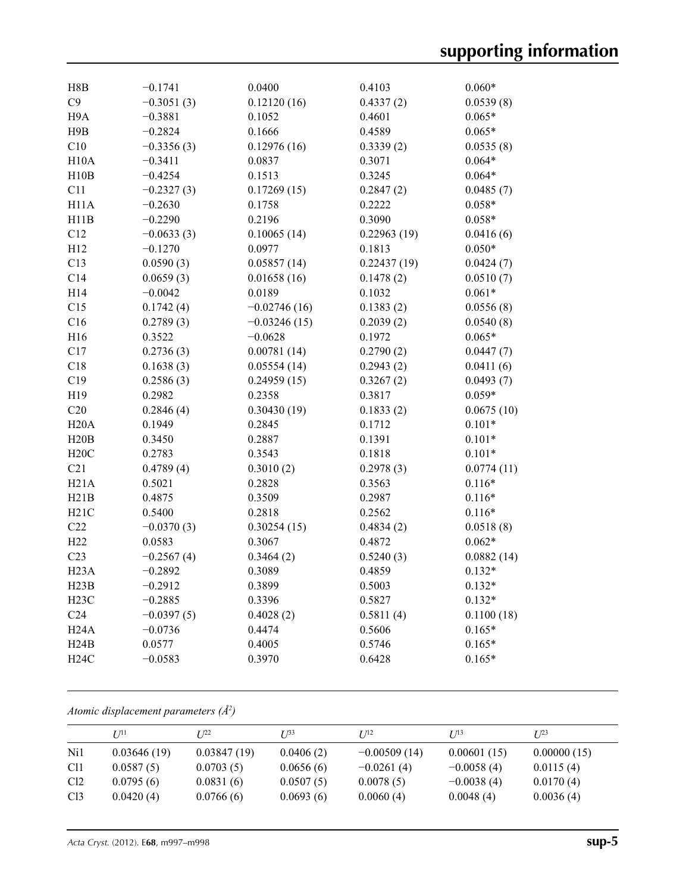| | | | | |
|---|---|---|---|---|
| H8B | −0.1741 | 0.0400 | 0.4103 | 0.060* |
| C9 | −0.3051 (3) | 0.12120 (16) | 0.4337 (2) | 0.0539 (8) |
| H9A | −0.3881 | 0.1052 | 0.4601 | 0.065* |
| H9B | −0.2824 | 0.1666 | 0.4589 | 0.065* |
| C10 | −0.3356 (3) | 0.12976 (16) | 0.3339 (2) | 0.0535 (8) |
| H10A | −0.3411 | 0.0837 | 0.3071 | 0.064* |
| H10B | −0.4254 | 0.1513 | 0.3245 | 0.064* |
| C11 | −0.2327 (3) | 0.17269 (15) | 0.2847 (2) | 0.0485 (7) |
| H11A | −0.2630 | 0.1758 | 0.2222 | 0.058* |
| H11B | −0.2290 | 0.2196 | 0.3090 | 0.058* |
| C12 | −0.0633 (3) | 0.10065 (14) | 0.22963 (19) | 0.0416 (6) |
| H12 | −0.1270 | 0.0977 | 0.1813 | 0.050* |
| C13 | 0.0590 (3) | 0.05857 (14) | 0.22437 (19) | 0.0424 (7) |
| C14 | 0.0659 (3) | 0.01658 (16) | 0.1478 (2) | 0.0510 (7) |
| H14 | −0.0042 | 0.0189 | 0.1032 | 0.061* |
| C15 | 0.1742 (4) | −0.02746 (16) | 0.1383 (2) | 0.0556 (8) |
| C16 | 0.2789 (3) | −0.03246 (15) | 0.2039 (2) | 0.0540 (8) |
| H16 | 0.3522 | −0.0628 | 0.1972 | 0.065* |
| C17 | 0.2736 (3) | 0.00781 (14) | 0.2790 (2) | 0.0447 (7) |
| C18 | 0.1638 (3) | 0.05554 (14) | 0.2943 (2) | 0.0411 (6) |
| C19 | 0.2586 (3) | 0.24959 (15) | 0.3267 (2) | 0.0493 (7) |
| H19 | 0.2982 | 0.2358 | 0.3817 | 0.059* |
| C20 | 0.2846 (4) | 0.30430 (19) | 0.1833 (2) | 0.0675 (10) |
| H20A | 0.1949 | 0.2845 | 0.1712 | 0.101* |
| H20B | 0.3450 | 0.2887 | 0.1391 | 0.101* |
| H20C | 0.2783 | 0.3543 | 0.1818 | 0.101* |
| C21 | 0.4789 (4) | 0.3010 (2) | 0.2978 (3) | 0.0774 (11) |
| H21A | 0.5021 | 0.2828 | 0.3563 | 0.116* |
| H21B | 0.4875 | 0.3509 | 0.2987 | 0.116* |
| H21C | 0.5400 | 0.2818 | 0.2562 | 0.116* |
| C22 | −0.0370 (3) | 0.30254 (15) | 0.4834 (2) | 0.0518 (8) |
| H22 | 0.0583 | 0.3067 | 0.4872 | 0.062* |
| C23 | −0.2567 (4) | 0.3464 (2) | 0.5240 (3) | 0.0882 (14) |
| H23A | −0.2892 | 0.3089 | 0.4859 | 0.132* |
| H23B | −0.2912 | 0.3899 | 0.5003 | 0.132* |
| H23C | −0.2885 | 0.3396 | 0.5827 | 0.132* |
| C24 | −0.0397 (5) | 0.4028 (2) | 0.5811 (4) | 0.1100 (18) |
| H24A | −0.0736 | 0.4474 | 0.5606 | 0.165* |
| H24B | 0.0577 | 0.4005 | 0.5746 | 0.165* |
| H24C | −0.0583 | 0.3970 | 0.6428 | 0.165* |

*Atomic displacement parameters (Å$^2$)*

| | $U^{11}$ | $U^{22}$ | $U^{33}$ | $U^{12}$ | $U^{13}$ | $U^{23}$ |
|---|---|---|---|---|---|---|
| Ni1 | 0.03646 (19) | 0.03847 (19) | 0.0406 (2) | −0.00509 (14) | 0.00601 (15) | 0.00000 (15) |
| Cl1 | 0.0587 (5) | 0.0703 (5) | 0.0656 (6) | −0.0261 (4) | −0.0058 (4) | 0.0115 (4) |
| Cl2 | 0.0795 (6) | 0.0831 (6) | 0.0507 (5) | 0.0078 (5) | −0.0038 (4) | 0.0170 (4) |
| Cl3 | 0.0420 (4) | 0.0766 (6) | 0.0693 (6) | 0.0060 (4) | 0.0048 (4) | 0.0036 (4) |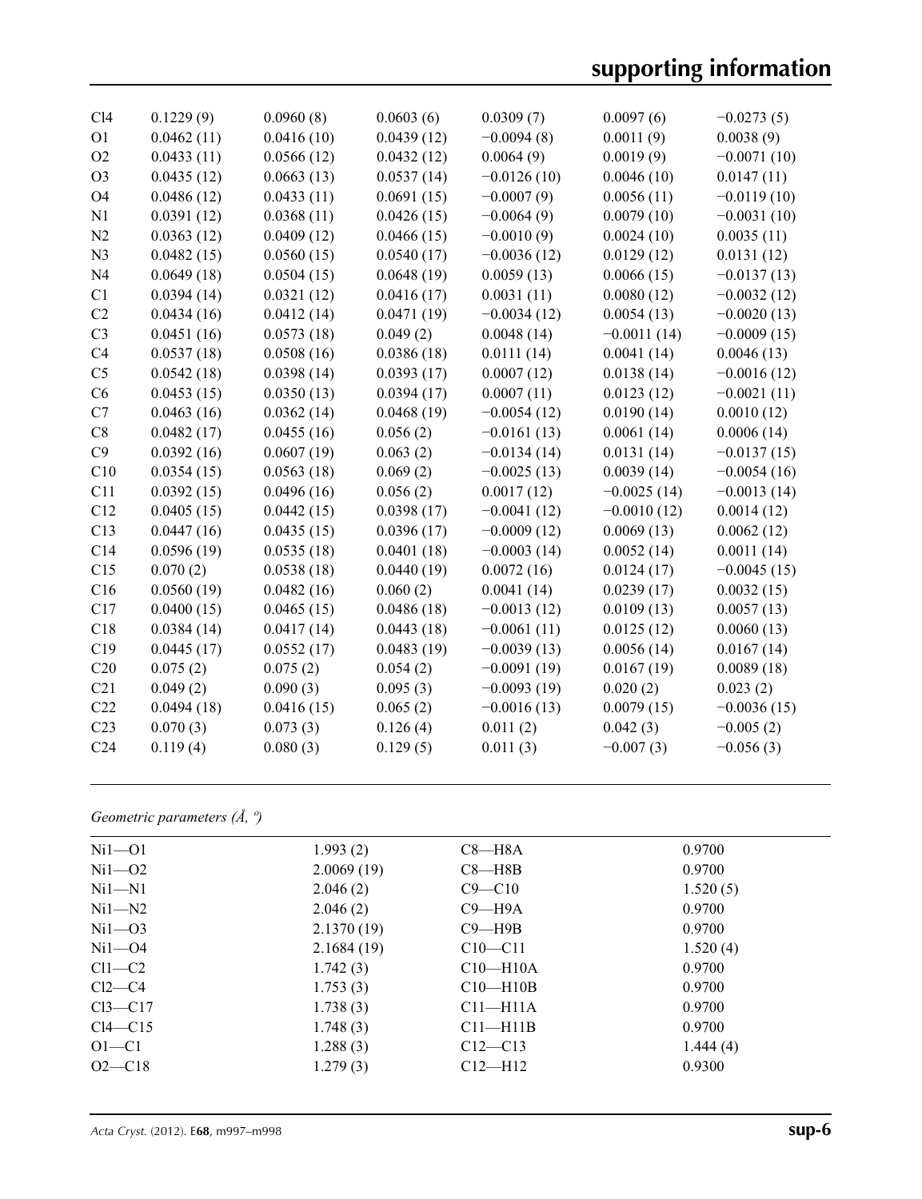| | | | | | | |
|---|---|---|---|---|---|---|
| Cl4 | 0.1229 (9) | 0.0960 (8) | 0.0603 (6) | 0.0309 (7) | 0.0097 (6) | −0.0273 (5) |
| O1 | 0.0462 (11) | 0.0416 (10) | 0.0439 (12) | −0.0094 (8) | 0.0011 (9) | 0.0038 (9) |
| O2 | 0.0433 (11) | 0.0566 (12) | 0.0432 (12) | 0.0064 (9) | 0.0019 (9) | −0.0071 (10) |
| O3 | 0.0435 (12) | 0.0663 (13) | 0.0537 (14) | −0.0126 (10) | 0.0046 (10) | 0.0147 (11) |
| O4 | 0.0486 (12) | 0.0433 (11) | 0.0691 (15) | −0.0007 (9) | 0.0056 (11) | −0.0119 (10) |
| N1 | 0.0391 (12) | 0.0368 (11) | 0.0426 (15) | −0.0064 (9) | 0.0079 (10) | −0.0031 (10) |
| N2 | 0.0363 (12) | 0.0409 (12) | 0.0466 (15) | −0.0010 (9) | 0.0024 (10) | 0.0035 (11) |
| N3 | 0.0482 (15) | 0.0560 (15) | 0.0540 (17) | −0.0036 (12) | 0.0129 (12) | 0.0131 (12) |
| N4 | 0.0649 (18) | 0.0504 (15) | 0.0648 (19) | 0.0059 (13) | 0.0066 (15) | −0.0137 (13) |
| C1 | 0.0394 (14) | 0.0321 (12) | 0.0416 (17) | 0.0031 (11) | 0.0080 (12) | −0.0032 (12) |
| C2 | 0.0434 (16) | 0.0412 (14) | 0.0471 (19) | −0.0034 (12) | 0.0054 (13) | −0.0020 (13) |
| C3 | 0.0451 (16) | 0.0573 (18) | 0.049 (2) | 0.0048 (14) | −0.0011 (14) | −0.0009 (15) |
| C4 | 0.0537 (18) | 0.0508 (16) | 0.0386 (18) | 0.0111 (14) | 0.0041 (14) | 0.0046 (13) |
| C5 | 0.0542 (18) | 0.0398 (14) | 0.0393 (17) | 0.0007 (12) | 0.0138 (14) | −0.0016 (12) |
| C6 | 0.0453 (15) | 0.0350 (13) | 0.0394 (17) | 0.0007 (11) | 0.0123 (12) | −0.0021 (11) |
| C7 | 0.0463 (16) | 0.0362 (14) | 0.0468 (19) | −0.0054 (12) | 0.0190 (14) | 0.0010 (12) |
| C8 | 0.0482 (17) | 0.0455 (16) | 0.056 (2) | −0.0161 (13) | 0.0061 (14) | 0.0006 (14) |
| C9 | 0.0392 (16) | 0.0607 (19) | 0.063 (2) | −0.0134 (14) | 0.0131 (14) | −0.0137 (15) |
| C10 | 0.0354 (15) | 0.0563 (18) | 0.069 (2) | −0.0025 (13) | 0.0039 (14) | −0.0054 (16) |
| C11 | 0.0392 (15) | 0.0496 (16) | 0.056 (2) | 0.0017 (12) | −0.0025 (14) | −0.0013 (14) |
| C12 | 0.0405 (15) | 0.0442 (15) | 0.0398 (17) | −0.0041 (12) | −0.0010 (12) | 0.0014 (12) |
| C13 | 0.0447 (16) | 0.0435 (15) | 0.0396 (17) | −0.0009 (12) | 0.0069 (13) | 0.0062 (12) |
| C14 | 0.0596 (19) | 0.0535 (18) | 0.0401 (18) | −0.0003 (14) | 0.0052 (14) | 0.0011 (14) |
| C15 | 0.070 (2) | 0.0538 (18) | 0.0440 (19) | 0.0072 (16) | 0.0124 (17) | −0.0045 (15) |
| C16 | 0.0560 (19) | 0.0482 (16) | 0.060 (2) | 0.0041 (14) | 0.0239 (17) | 0.0032 (15) |
| C17 | 0.0400 (15) | 0.0465 (15) | 0.0486 (18) | −0.0013 (12) | 0.0109 (13) | 0.0057 (13) |
| C18 | 0.0384 (14) | 0.0417 (14) | 0.0443 (18) | −0.0061 (11) | 0.0125 (12) | 0.0060 (13) |
| C19 | 0.0445 (17) | 0.0552 (17) | 0.0483 (19) | −0.0039 (13) | 0.0056 (14) | 0.0167 (14) |
| C20 | 0.075 (2) | 0.075 (2) | 0.054 (2) | −0.0091 (19) | 0.0167 (19) | 0.0089 (18) |
| C21 | 0.049 (2) | 0.090 (3) | 0.095 (3) | −0.0093 (19) | 0.020 (2) | 0.023 (2) |
| C22 | 0.0494 (18) | 0.0416 (15) | 0.065 (2) | −0.0016 (13) | 0.0079 (15) | −0.0036 (15) |
| C23 | 0.070 (3) | 0.073 (3) | 0.126 (4) | 0.011 (2) | 0.042 (3) | −0.005 (2) |
| C24 | 0.119 (4) | 0.080 (3) | 0.129 (5) | 0.011 (3) | −0.007 (3) | −0.056 (3) |

*Geometric parameters (Å, º)*

| | | | |
|---|---|---|---|
| Ni1—O1 | 1.993 (2) | C8—H8A | 0.9700 |
| Ni1—O2 | 2.0069 (19) | C8—H8B | 0.9700 |
| Ni1—N1 | 2.046 (2) | C9—C10 | 1.520 (5) |
| Ni1—N2 | 2.046 (2) | C9—H9A | 0.9700 |
| Ni1—O3 | 2.1370 (19) | C9—H9B | 0.9700 |
| Ni1—O4 | 2.1684 (19) | C10—C11 | 1.520 (4) |
| Cl1—C2 | 1.742 (3) | C10—H10A | 0.9700 |
| Cl2—C4 | 1.753 (3) | C10—H10B | 0.9700 |
| Cl3—C17 | 1.738 (3) | C11—H11A | 0.9700 |
| Cl4—C15 | 1.748 (3) | C11—H11B | 0.9700 |
| O1—C1 | 1.288 (3) | C12—C13 | 1.444 (4) |
| O2—C18 | 1.279 (3) | C12—H12 | 0.9300 |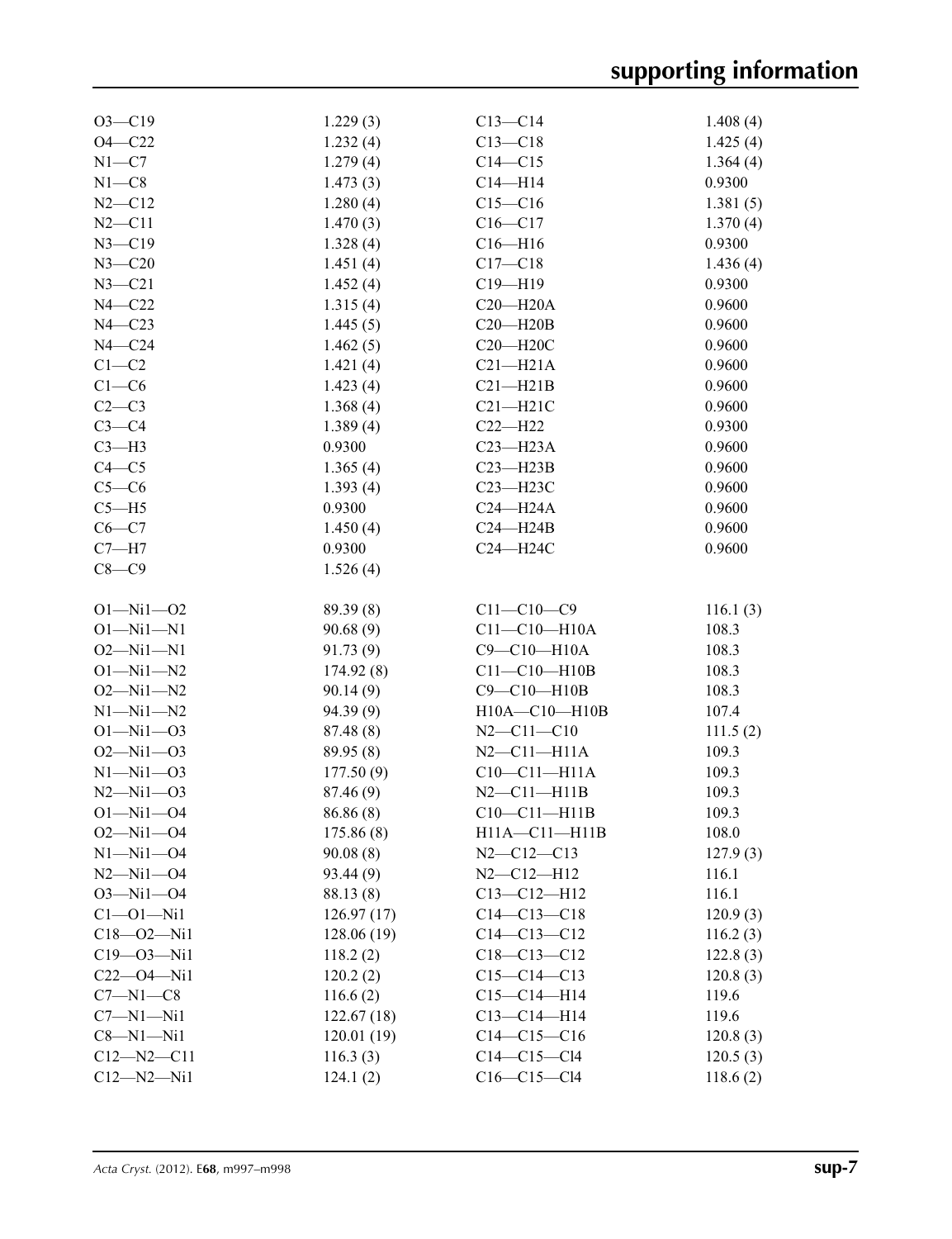| | | | |
|---|---|---|---|
| O3—C19 | 1.229 (3) | C13—C14 | 1.408 (4) |
| O4—C22 | 1.232 (4) | C13—C18 | 1.425 (4) |
| N1—C7 | 1.279 (4) | C14—C15 | 1.364 (4) |
| N1—C8 | 1.473 (3) | C14—H14 | 0.9300 |
| N2—C12 | 1.280 (4) | C15—C16 | 1.381 (5) |
| N2—C11 | 1.470 (3) | C16—C17 | 1.370 (4) |
| N3—C19 | 1.328 (4) | C16—H16 | 0.9300 |
| N3—C20 | 1.451 (4) | C17—C18 | 1.436 (4) |
| N3—C21 | 1.452 (4) | C19—H19 | 0.9300 |
| N4—C22 | 1.315 (4) | C20—H20A | 0.9600 |
| N4—C23 | 1.445 (5) | C20—H20B | 0.9600 |
| N4—C24 | 1.462 (5) | C20—H20C | 0.9600 |
| C1—C2 | 1.421 (4) | C21—H21A | 0.9600 |
| C1—C6 | 1.423 (4) | C21—H21B | 0.9600 |
| C2—C3 | 1.368 (4) | C21—H21C | 0.9600 |
| C3—C4 | 1.389 (4) | C22—H22 | 0.9300 |
| C3—H3 | 0.9300 | C23—H23A | 0.9600 |
| C4—C5 | 1.365 (4) | C23—H23B | 0.9600 |
| C5—C6 | 1.393 (4) | C23—H23C | 0.9600 |
| C5—H5 | 0.9300 | C24—H24A | 0.9600 |
| C6—C7 | 1.450 (4) | C24—H24B | 0.9600 |
| C7—H7 | 0.9300 | C24—H24C | 0.9600 |
| C8—C9 | 1.526 (4) | | |

| | | | |
|---|---|---|---|
| O1—Ni1—O2 | 89.39 (8) | C11—C10—C9 | 116.1 (3) |
| O1—Ni1—N1 | 90.68 (9) | C11—C10—H10A | 108.3 |
| O2—Ni1—N1 | 91.73 (9) | C9—C10—H10A | 108.3 |
| O1—Ni1—N2 | 174.92 (8) | C11—C10—H10B | 108.3 |
| O2—Ni1—N2 | 90.14 (9) | C9—C10—H10B | 108.3 |
| N1—Ni1—N2 | 94.39 (9) | H10A—C10—H10B | 107.4 |
| O1—Ni1—O3 | 87.48 (8) | N2—C11—C10 | 111.5 (2) |
| O2—Ni1—O3 | 89.95 (8) | N2—C11—H11A | 109.3 |
| N1—Ni1—O3 | 177.50 (9) | C10—C11—H11A | 109.3 |
| N2—Ni1—O3 | 87.46 (9) | N2—C11—H11B | 109.3 |
| O1—Ni1—O4 | 86.86 (8) | C10—C11—H11B | 109.3 |
| O2—Ni1—O4 | 175.86 (8) | H11A—C11—H11B | 108.0 |
| N1—Ni1—O4 | 90.08 (8) | N2—C12—C13 | 127.9 (3) |
| N2—Ni1—O4 | 93.44 (9) | N2—C12—H12 | 116.1 |
| O3—Ni1—O4 | 88.13 (8) | C13—C12—H12 | 116.1 |
| C1—O1—Ni1 | 126.97 (17) | C14—C13—C18 | 120.9 (3) |
| C18—O2—Ni1 | 128.06 (19) | C14—C13—C12 | 116.2 (3) |
| C19—O3—Ni1 | 118.2 (2) | C18—C13—C12 | 122.8 (3) |
| C22—O4—Ni1 | 120.2 (2) | C15—C14—C13 | 120.8 (3) |
| C7—N1—C8 | 116.6 (2) | C15—C14—H14 | 119.6 |
| C7—N1—Ni1 | 122.67 (18) | C13—C14—H14 | 119.6 |
| C8—N1—Ni1 | 120.01 (19) | C14—C15—C16 | 120.8 (3) |
| C12—N2—C11 | 116.3 (3) | C14—C15—Cl4 | 120.5 (3) |
| C12—N2—Ni1 | 124.1 (2) | C16—C15—Cl4 | 118.6 (2) |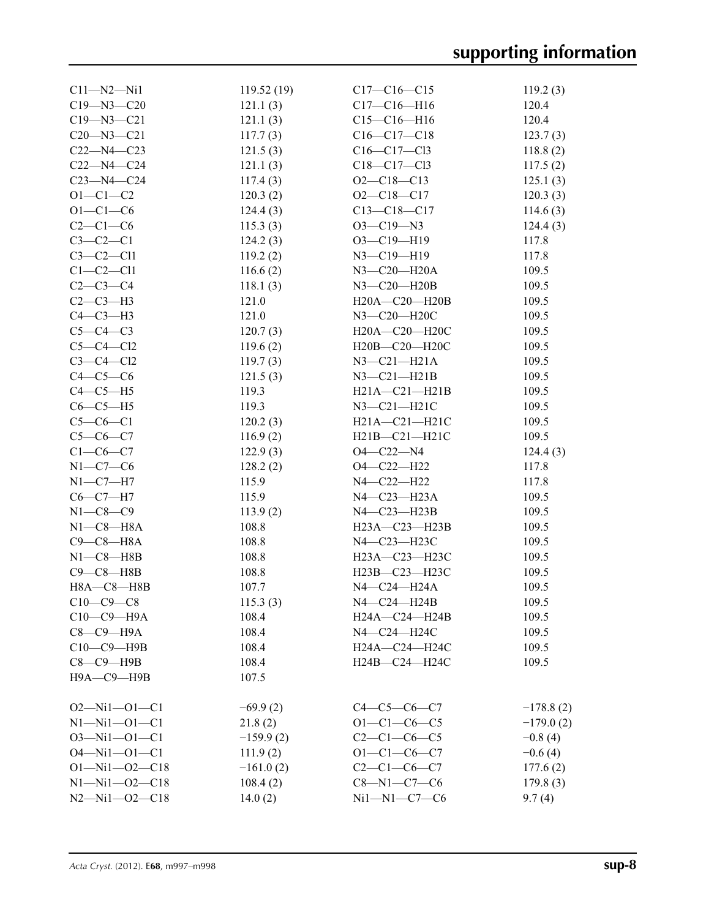| | | | |
|---|---|---|---|
| C11—N2—Ni1 | 119.52 (19) | C17—C16—C15 | 119.2 (3) |
| C19—N3—C20 | 121.1 (3) | C17—C16—H16 | 120.4 |
| C19—N3—C21 | 121.1 (3) | C15—C16—H16 | 120.4 |
| C20—N3—C21 | 117.7 (3) | C16—C17—C18 | 123.7 (3) |
| C22—N4—C23 | 121.5 (3) | C16—C17—Cl3 | 118.8 (2) |
| C22—N4—C24 | 121.1 (3) | C18—C17—Cl3 | 117.5 (2) |
| C23—N4—C24 | 117.4 (3) | O2—C18—C13 | 125.1 (3) |
| O1—C1—C2 | 120.3 (2) | O2—C18—C17 | 120.3 (3) |
| O1—C1—C6 | 124.4 (3) | C13—C18—C17 | 114.6 (3) |
| C2—C1—C6 | 115.3 (3) | O3—C19—N3 | 124.4 (3) |
| C3—C2—C1 | 124.2 (3) | O3—C19—H19 | 117.8 |
| C3—C2—Cl1 | 119.2 (2) | N3—C19—H19 | 117.8 |
| C1—C2—Cl1 | 116.6 (2) | N3—C20—H20A | 109.5 |
| C2—C3—C4 | 118.1 (3) | N3—C20—H20B | 109.5 |
| C2—C3—H3 | 121.0 | H20A—C20—H20B | 109.5 |
| C4—C3—H3 | 121.0 | N3—C20—H20C | 109.5 |
| C5—C4—C3 | 120.7 (3) | H20A—C20—H20C | 109.5 |
| C5—C4—Cl2 | 119.6 (2) | H20B—C20—H20C | 109.5 |
| C3—C4—Cl2 | 119.7 (3) | N3—C21—H21A | 109.5 |
| C4—C5—C6 | 121.5 (3) | N3—C21—H21B | 109.5 |
| C4—C5—H5 | 119.3 | H21A—C21—H21B | 109.5 |
| C6—C5—H5 | 119.3 | N3—C21—H21C | 109.5 |
| C5—C6—C1 | 120.2 (3) | H21A—C21—H21C | 109.5 |
| C5—C6—C7 | 116.9 (2) | H21B—C21—H21C | 109.5 |
| C1—C6—C7 | 122.9 (3) | O4—C22—N4 | 124.4 (3) |
| N1—C7—C6 | 128.2 (2) | O4—C22—H22 | 117.8 |
| N1—C7—H7 | 115.9 | N4—C22—H22 | 117.8 |
| C6—C7—H7 | 115.9 | N4—C23—H23A | 109.5 |
| N1—C8—C9 | 113.9 (2) | N4—C23—H23B | 109.5 |
| N1—C8—H8A | 108.8 | H23A—C23—H23B | 109.5 |
| C9—C8—H8A | 108.8 | N4—C23—H23C | 109.5 |
| N1—C8—H8B | 108.8 | H23A—C23—H23C | 109.5 |
| C9—C8—H8B | 108.8 | H23B—C23—H23C | 109.5 |
| H8A—C8—H8B | 107.7 | N4—C24—H24A | 109.5 |
| C10—C9—C8 | 115.3 (3) | N4—C24—H24B | 109.5 |
| C10—C9—H9A | 108.4 | H24A—C24—H24B | 109.5 |
| C8—C9—H9A | 108.4 | N4—C24—H24C | 109.5 |
| C10—C9—H9B | 108.4 | H24A—C24—H24C | 109.5 |
| C8—C9—H9B | 108.4 | H24B—C24—H24C | 109.5 |
| H9A—C9—H9B | 107.5 | | |

| | | | |
|---|---|---|---|
| O2—Ni1—O1—C1 | −69.9 (2) | C4—C5—C6—C7 | −178.8 (2) |
| N1—Ni1—O1—C1 | 21.8 (2) | O1—C1—C6—C5 | −179.0 (2) |
| O3—Ni1—O1—C1 | −159.9 (2) | C2—C1—C6—C5 | −0.8 (4) |
| O4—Ni1—O1—C1 | 111.9 (2) | O1—C1—C6—C7 | −0.6 (4) |
| O1—Ni1—O2—C18 | −161.0 (2) | C2—C1—C6—C7 | 177.6 (2) |
| N1—Ni1—O2—C18 | 108.4 (2) | C8—N1—C7—C6 | 179.8 (3) |
| N2—Ni1—O2—C18 | 14.0 (2) | Ni1—N1—C7—C6 | 9.7 (4) |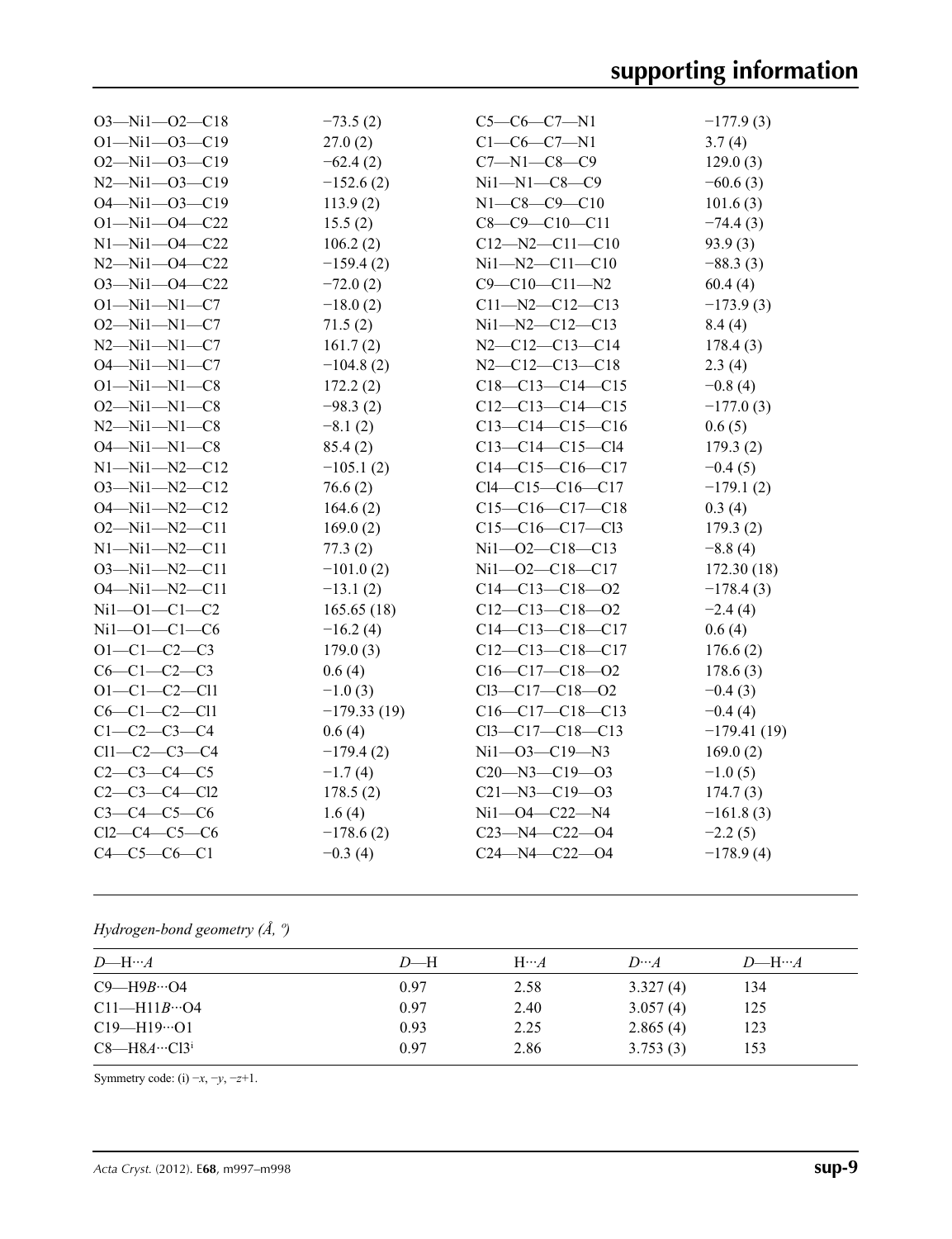| | | | |
|---|---|---|---|
| O3—Ni1—O2—C18 | −73.5 (2) | C5—C6—C7—N1 | −177.9 (3) |
| O1—Ni1—O3—C19 | 27.0 (2) | C1—C6—C7—N1 | 3.7 (4) |
| O2—Ni1—O3—C19 | −62.4 (2) | C7—N1—C8—C9 | 129.0 (3) |
| N2—Ni1—O3—C19 | −152.6 (2) | Ni1—N1—C8—C9 | −60.6 (3) |
| O4—Ni1—O3—C19 | 113.9 (2) | N1—C8—C9—C10 | 101.6 (3) |
| O1—Ni1—O4—C22 | 15.5 (2) | C8—C9—C10—C11 | −74.4 (3) |
| N1—Ni1—O4—C22 | 106.2 (2) | C12—N2—C11—C10 | 93.9 (3) |
| N2—Ni1—O4—C22 | −159.4 (2) | Ni1—N2—C11—C10 | −88.3 (3) |
| O3—Ni1—O4—C22 | −72.0 (2) | C9—C10—C11—N2 | 60.4 (4) |
| O1—Ni1—N1—C7 | −18.0 (2) | C11—N2—C12—C13 | −173.9 (3) |
| O2—Ni1—N1—C7 | 71.5 (2) | Ni1—N2—C12—C13 | 8.4 (4) |
| N2—Ni1—N1—C7 | 161.7 (2) | N2—C12—C13—C14 | 178.4 (3) |
| O4—Ni1—N1—C7 | −104.8 (2) | N2—C12—C13—C18 | 2.3 (4) |
| O1—Ni1—N1—C8 | 172.2 (2) | C18—C13—C14—C15 | −0.8 (4) |
| O2—Ni1—N1—C8 | −98.3 (2) | C12—C13—C14—C15 | −177.0 (3) |
| N2—Ni1—N1—C8 | −8.1 (2) | C13—C14—C15—C16 | 0.6 (5) |
| O4—Ni1—N1—C8 | 85.4 (2) | C13—C14—C15—Cl4 | 179.3 (2) |
| N1—Ni1—N2—C12 | −105.1 (2) | C14—C15—C16—C17 | −0.4 (5) |
| O3—Ni1—N2—C12 | 76.6 (2) | Cl4—C15—C16—C17 | −179.1 (2) |
| O4—Ni1—N2—C12 | 164.6 (2) | C15—C16—C17—C18 | 0.3 (4) |
| O2—Ni1—N2—C11 | 169.0 (2) | C15—C16—C17—Cl3 | 179.3 (2) |
| N1—Ni1—N2—C11 | 77.3 (2) | Ni1—O2—C18—C13 | −8.8 (4) |
| O3—Ni1—N2—C11 | −101.0 (2) | Ni1—O2—C18—C17 | 172.30 (18) |
| O4—Ni1—N2—C11 | −13.1 (2) | C14—C13—C18—O2 | −178.4 (3) |
| Ni1—O1—C1—C2 | 165.65 (18) | C12—C13—C18—O2 | −2.4 (4) |
| Ni1—O1—C1—C6 | −16.2 (4) | C14—C13—C18—C17 | 0.6 (4) |
| O1—C1—C2—C3 | 179.0 (3) | C12—C13—C18—C17 | 176.6 (2) |
| C6—C1—C2—C3 | 0.6 (4) | C16—C17—C18—O2 | 178.6 (3) |
| O1—C1—C2—Cl1 | −1.0 (3) | Cl3—C17—C18—O2 | −0.4 (3) |
| C6—C1—C2—Cl1 | −179.33 (19) | C16—C17—C18—C13 | −0.4 (4) |
| C1—C2—C3—C4 | 0.6 (4) | Cl3—C17—C18—C13 | −179.41 (19) |
| Cl1—C2—C3—C4 | −179.4 (2) | Ni1—O3—C19—N3 | 169.0 (2) |
| C2—C3—C4—C5 | −1.7 (4) | C20—N3—C19—O3 | −1.0 (5) |
| C2—C3—C4—Cl2 | 178.5 (2) | C21—N3—C19—O3 | 174.7 (3) |
| C3—C4—C5—C6 | 1.6 (4) | Ni1—O4—C22—N4 | −161.8 (3) |
| Cl2—C4—C5—C6 | −178.6 (2) | C23—N4—C22—O4 | −2.2 (5) |
| C4—C5—C6—C1 | −0.3 (4) | C24—N4—C22—O4 | −178.9 (4) |

*Hydrogen-bond geometry (Å, º)*

| *D*—H···*A* | *D*—H | H···*A* | *D*···*A* | *D*—H···*A* |
|---|---|---|---|---|
| C9—H9*B*···O4 | 0.97 | 2.58 | 3.327 (4) | 134 |
| C11—H11*B*···O4 | 0.97 | 2.40 | 3.057 (4) | 125 |
| C19—H19···O1 | 0.93 | 2.25 | 2.865 (4) | 123 |
| C8—H8*A*···Cl3$^{i}$ | 0.97 | 2.86 | 3.753 (3) | 153 |

Symmetry code: (i) −*x*, −*y*, −*z*+1.